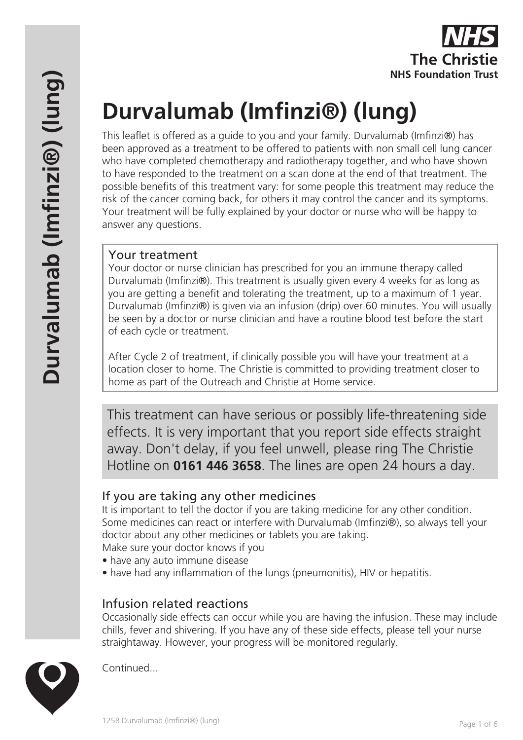# Durvalumab (Imfinzi®) (lung)

This leaflet is offered as a guide to you and your family. Durvalumab (Imfinzi®) has been approved as a treatment to be offered to patients with non small cell lung cancer who have completed chemotherapy and radiotherapy together, and who have shown to have responded to the treatment on a scan done at the end of that treatment. The possible benefits of this treatment vary: for some people this treatment may reduce the risk of the cancer coming back, for others it may control the cancer and its symptoms. Your treatment will be fully explained by your doctor or nurse who will be happy to answer any questions.

## Your treatment

Your doctor or nurse clinician has prescribed for you an immune therapy called Durvalumab (Imfinzi®). This treatment is usually given every 4 weeks for as long as you are getting a benefit and tolerating the treatment, up to a maximum of 1 year. Durvalumab (Imfinzi®) is given via an infusion (drip) over 60 minutes. You will usually be seen by a doctor or nurse clinician and have a routine blood test before the start of each cycle or treatment.

After Cycle 2 of treatment, if clinically possible you will have your treatment at a location closer to home. The Christie is committed to providing treatment closer to home as part of the Outreach and Christie at Home service.

This treatment can have serious or possibly life-threatening side effects. It is very important that you report side effects straight away. Don't delay, if you feel unwell, please ring The Christie Hotline on **0161 446 3658**. The lines are open 24 hours a day.

## If you are taking any other medicines

It is important to tell the doctor if you are taking medicine for any other condition. Some medicines can react or interfere with Durvalumab (Imfinzi®), so always tell your doctor about any other medicines or tablets you are taking.

Make sure your doctor knows if you

- have any auto immune disease
- have had any inflammation of the lungs (pneumonitis), HIV or hepatitis.

## Infusion related reactions

Occasionally side effects can occur while you are having the infusion. These may include chills, fever and shivering. If you have any of these side effects, please tell your nurse straightaway. However, your progress will be monitored regularly.

Continued...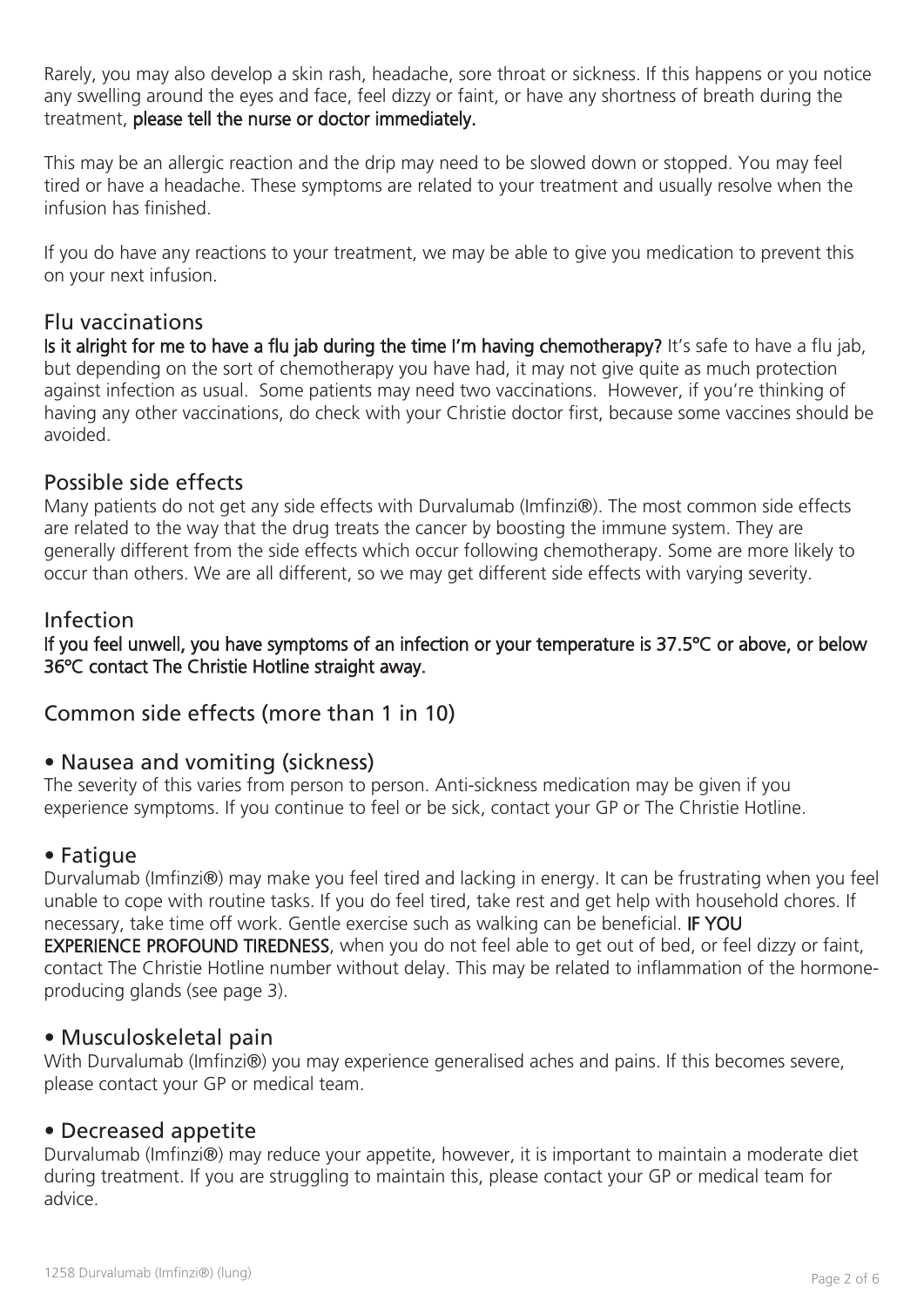Rarely, you may also develop a skin rash, headache, sore throat or sickness. If this happens or you notice any swelling around the eyes and face, feel dizzy or faint, or have any shortness of breath during the treatment, **please tell the nurse or doctor immediately.**

This may be an allergic reaction and the drip may need to be slowed down or stopped. You may feel tired or have a headache. These symptoms are related to your treatment and usually resolve when the infusion has finished.

If you do have any reactions to your treatment, we may be able to give you medication to prevent this on your next infusion.

## Flu vaccinations

**Is it alright for me to have a flu jab during the time I'm having chemotherapy?** It's safe to have a flu jab, but depending on the sort of chemotherapy you have had, it may not give quite as much protection against infection as usual. Some patients may need two vaccinations. However, if you're thinking of having any other vaccinations, do check with your Christie doctor first, because some vaccines should be avoided.

## Possible side effects

Many patients do not get any side effects with Durvalumab (Imfinzi®). The most common side effects are related to the way that the drug treats the cancer by boosting the immune system. They are generally different from the side effects which occur following chemotherapy. Some are more likely to occur than others. We are all different, so we may get different side effects with varying severity.

## Infection

**If you feel unwell, you have symptoms of an infection or your temperature is 37.5ºC or above, or below 36ºC contact The Christie Hotline straight away.**

## Common side effects (more than 1 in 10)

### • Nausea and vomiting (sickness)

The severity of this varies from person to person. Anti-sickness medication may be given if you experience symptoms. If you continue to feel or be sick, contact your GP or The Christie Hotline.

### • Fatigue

Durvalumab (Imfinzi®) may make you feel tired and lacking in energy. It can be frustrating when you feel unable to cope with routine tasks. If you do feel tired, take rest and get help with household chores. If necessary, take time off work. Gentle exercise such as walking can be beneficial. **IF YOU EXPERIENCE PROFOUND TIREDNESS**, when you do not feel able to get out of bed, or feel dizzy or faint, contact The Christie Hotline number without delay. This may be related to inflammation of the hormone-producing glands (see page 3).

### • Musculoskeletal pain

With Durvalumab (Imfinzi®) you may experience generalised aches and pains. If this becomes severe, please contact your GP or medical team.

### • Decreased appetite

Durvalumab (Imfinzi®) may reduce your appetite, however, it is important to maintain a moderate diet during treatment. If you are struggling to maintain this, please contact your GP or medical team for advice.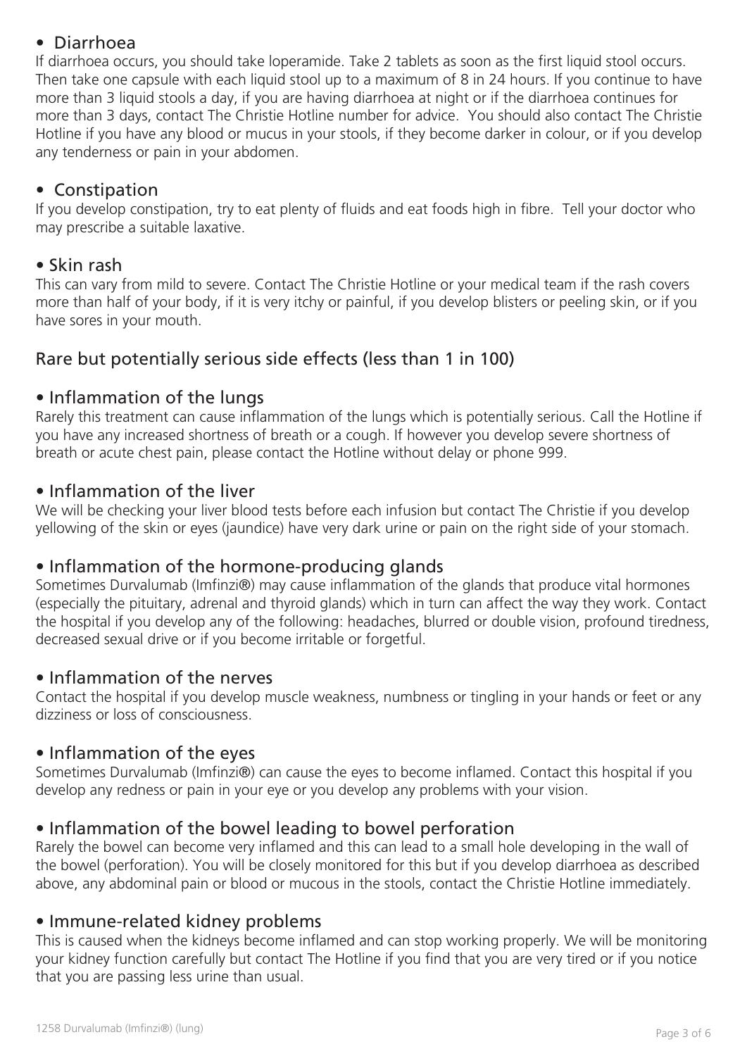- **Diarrhoea**

If diarrhoea occurs, you should take loperamide. Take 2 tablets as soon as the first liquid stool occurs. Then take one capsule with each liquid stool up to a maximum of 8 in 24 hours. If you continue to have more than 3 liquid stools a day, if you are having diarrhoea at night or if the diarrhoea continues for more than 3 days, contact The Christie Hotline number for advice. You should also contact The Christie Hotline if you have any blood or mucus in your stools, if they become darker in colour, or if you develop any tenderness or pain in your abdomen.

- **Constipation**

If you develop constipation, try to eat plenty of fluids and eat foods high in fibre. Tell your doctor who may prescribe a suitable laxative.

- **Skin rash**

This can vary from mild to severe. Contact The Christie Hotline or your medical team if the rash covers more than half of your body, if it is very itchy or painful, if you develop blisters or peeling skin, or if you have sores in your mouth.

## Rare but potentially serious side effects (less than 1 in 100)

- **Inflammation of the lungs**

Rarely this treatment can cause inflammation of the lungs which is potentially serious. Call the Hotline if you have any increased shortness of breath or a cough. If however you develop severe shortness of breath or acute chest pain, please contact the Hotline without delay or phone 999.

- **Inflammation of the liver**

We will be checking your liver blood tests before each infusion but contact The Christie if you develop yellowing of the skin or eyes (jaundice) have very dark urine or pain on the right side of your stomach.

- **Inflammation of the hormone-producing glands**

Sometimes Durvalumab (Imfinzi®) may cause inflammation of the glands that produce vital hormones (especially the pituitary, adrenal and thyroid glands) which in turn can affect the way they work. Contact the hospital if you develop any of the following: headaches, blurred or double vision, profound tiredness, decreased sexual drive or if you become irritable or forgetful.

- **Inflammation of the nerves**

Contact the hospital if you develop muscle weakness, numbness or tingling in your hands or feet or any dizziness or loss of consciousness.

- **Inflammation of the eyes**

Sometimes Durvalumab (Imfinzi®) can cause the eyes to become inflamed. Contact this hospital if you develop any redness or pain in your eye or you develop any problems with your vision.

- **Inflammation of the bowel leading to bowel perforation**

Rarely the bowel can become very inflamed and this can lead to a small hole developing in the wall of the bowel (perforation). You will be closely monitored for this but if you develop diarrhoea as described above, any abdominal pain or blood or mucous in the stools, contact the Christie Hotline immediately.

- **Immune-related kidney problems**

This is caused when the kidneys become inflamed and can stop working properly. We will be monitoring your kidney function carefully but contact The Hotline if you find that you are very tired or if you notice that you are passing less urine than usual.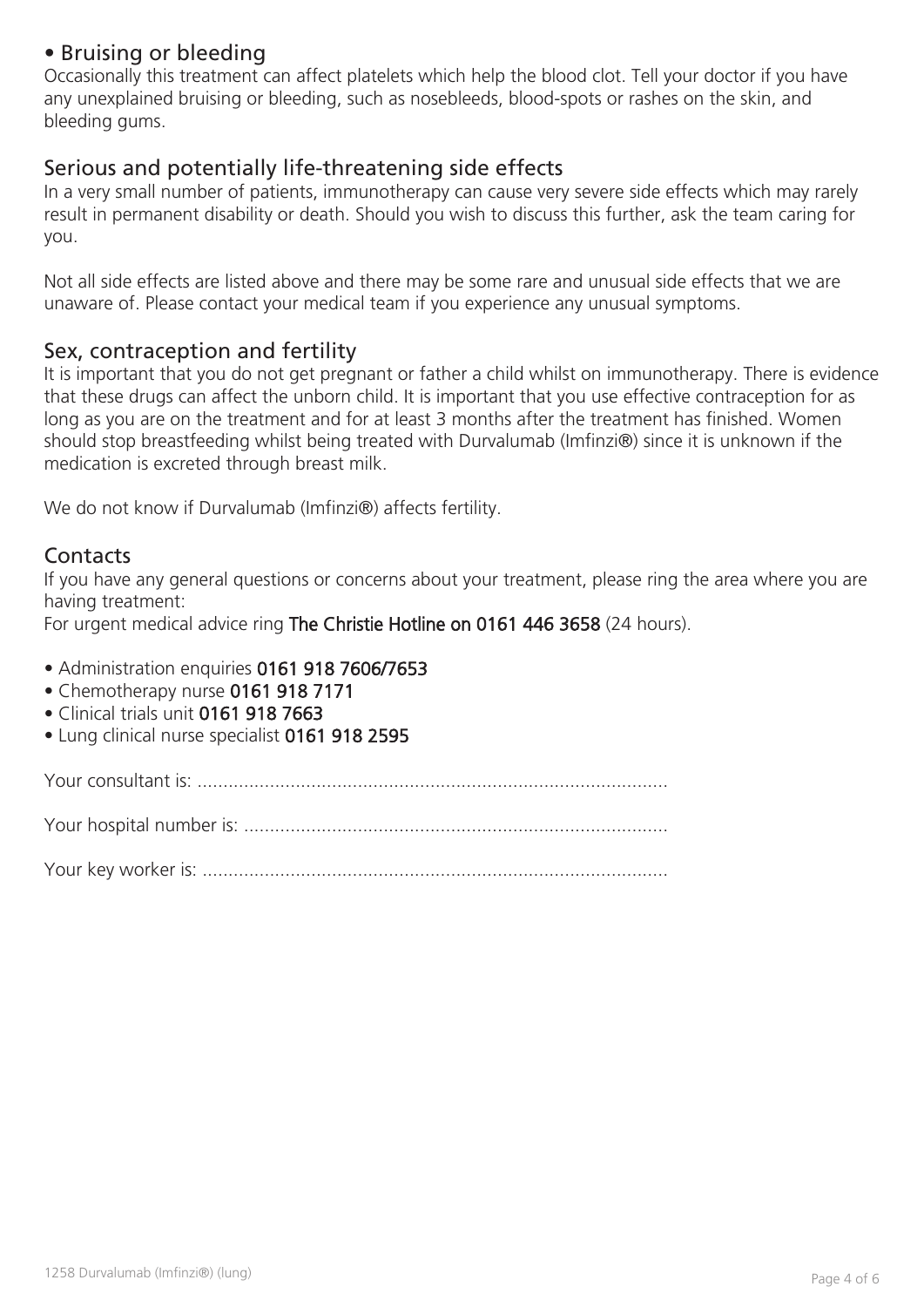## • Bruising or bleeding

Occasionally this treatment can affect platelets which help the blood clot. Tell your doctor if you have any unexplained bruising or bleeding, such as nosebleeds, blood-spots or rashes on the skin, and bleeding gums.

## Serious and potentially life-threatening side effects

In a very small number of patients, immunotherapy can cause very severe side effects which may rarely result in permanent disability or death. Should you wish to discuss this further, ask the team caring for you.

Not all side effects are listed above and there may be some rare and unusual side effects that we are unaware of. Please contact your medical team if you experience any unusual symptoms.

## Sex, contraception and fertility

It is important that you do not get pregnant or father a child whilst on immunotherapy. There is evidence that these drugs can affect the unborn child. It is important that you use effective contraception for as long as you are on the treatment and for at least 3 months after the treatment has finished. Women should stop breastfeeding whilst being treated with Durvalumab (Imfinzi®) since it is unknown if the medication is excreted through breast milk.

We do not know if Durvalumab (Imfinzi®) affects fertility.

## Contacts

If you have any general questions or concerns about your treatment, please ring the area where you are having treatment:

For urgent medical advice ring **The Christie Hotline on 0161 446 3658** (24 hours).

- Administration enquiries **0161 918 7606/7653**
- Chemotherapy nurse **0161 918 7171**
- Clinical trials unit **0161 918 7663**
- Lung clinical nurse specialist **0161 918 2595**

Your consultant is: ..........................................................................................

Your hospital number is: ..................................................................................

Your key worker is: ..........................................................................................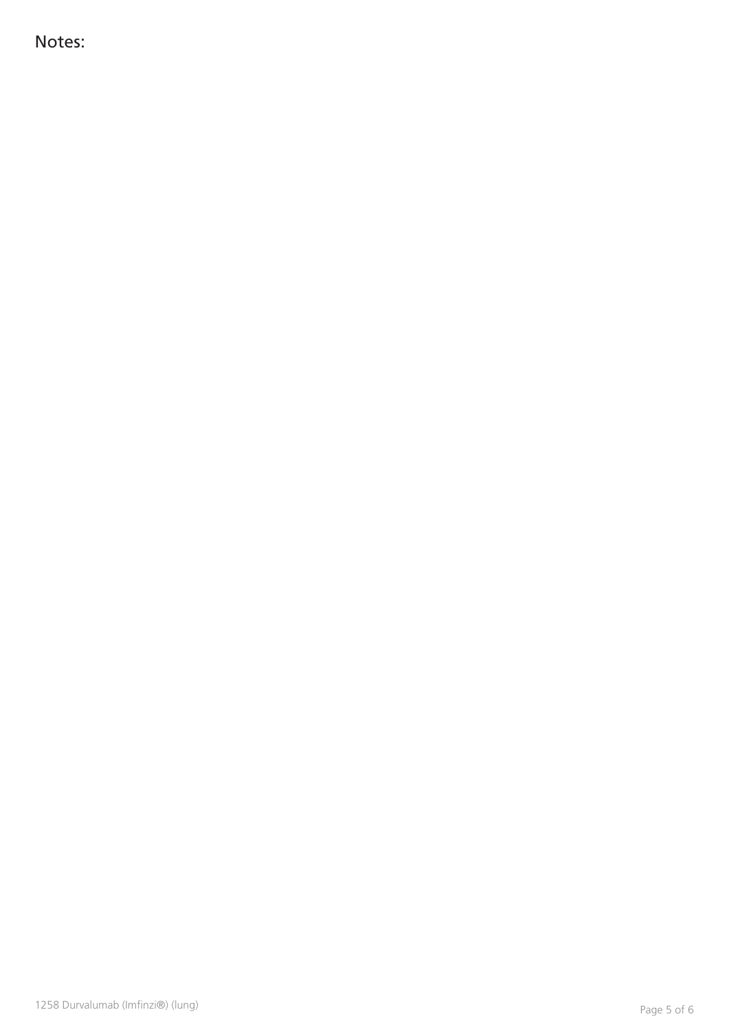Notes: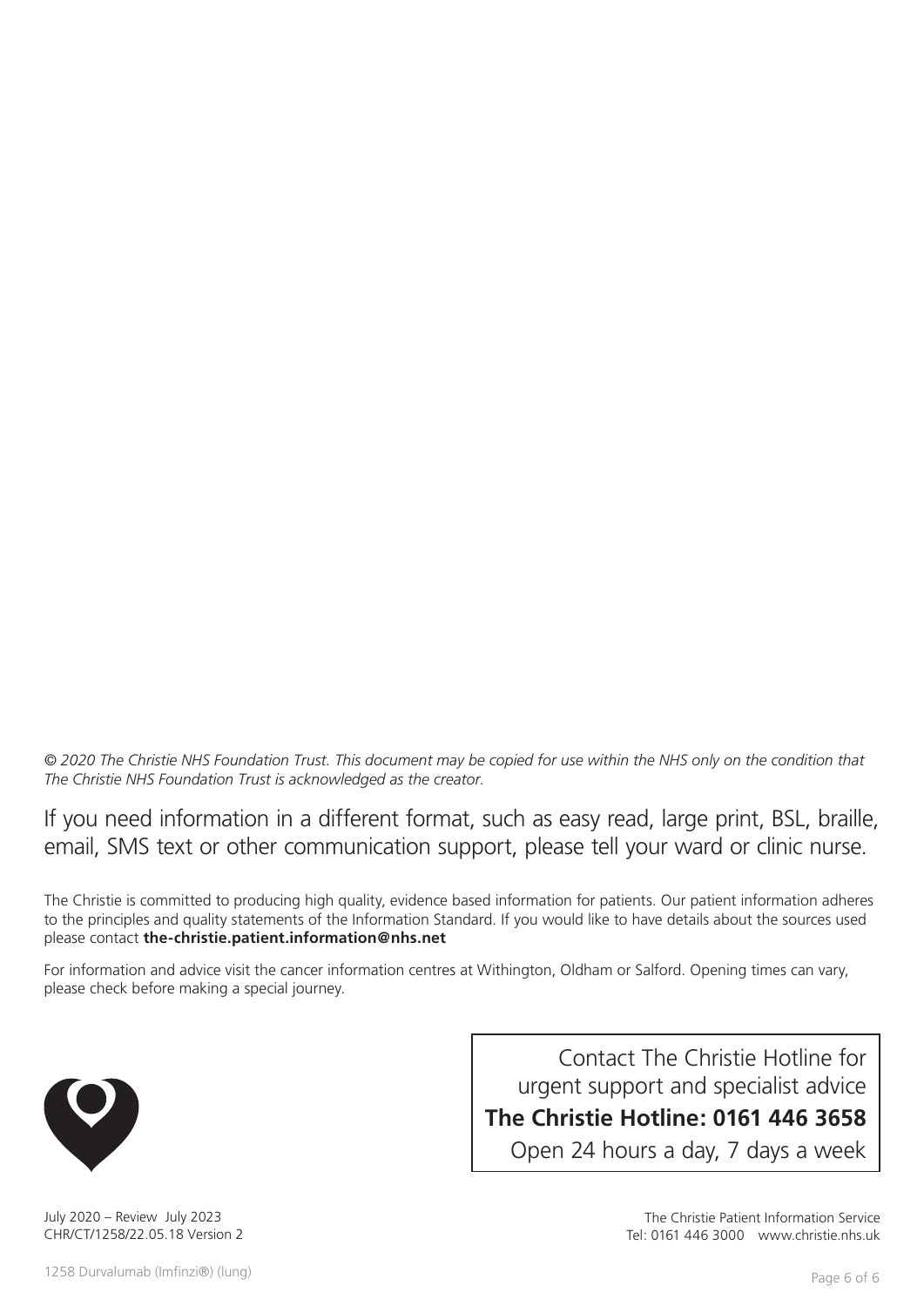*© 2020 The Christie NHS Foundation Trust. This document may be copied for use within the NHS only on the condition that The Christie NHS Foundation Trust is acknowledged as the creator.*

If you need information in a different format, such as easy read, large print, BSL, braille, email, SMS text or other communication support, please tell your ward or clinic nurse.

The Christie is committed to producing high quality, evidence based information for patients. Our patient information adheres to the principles and quality statements of the Information Standard. If you would like to have details about the sources used please contact **the-christie.patient.information@nhs.net**

For information and advice visit the cancer information centres at Withington, Oldham or Salford. Opening times can vary, please check before making a special journey.

Contact The Christie Hotline for urgent support and specialist advice

**The Christie Hotline: 0161 446 3658**

Open 24 hours a day, 7 days a week

July 2020 – Review July 2023
CHR/CT/1258/22.05.18 Version 2

The Christie Patient Information Service
Tel: 0161 446 3000 www.christie.nhs.uk

1258 Durvalumab (Imfinzi®) (lung)